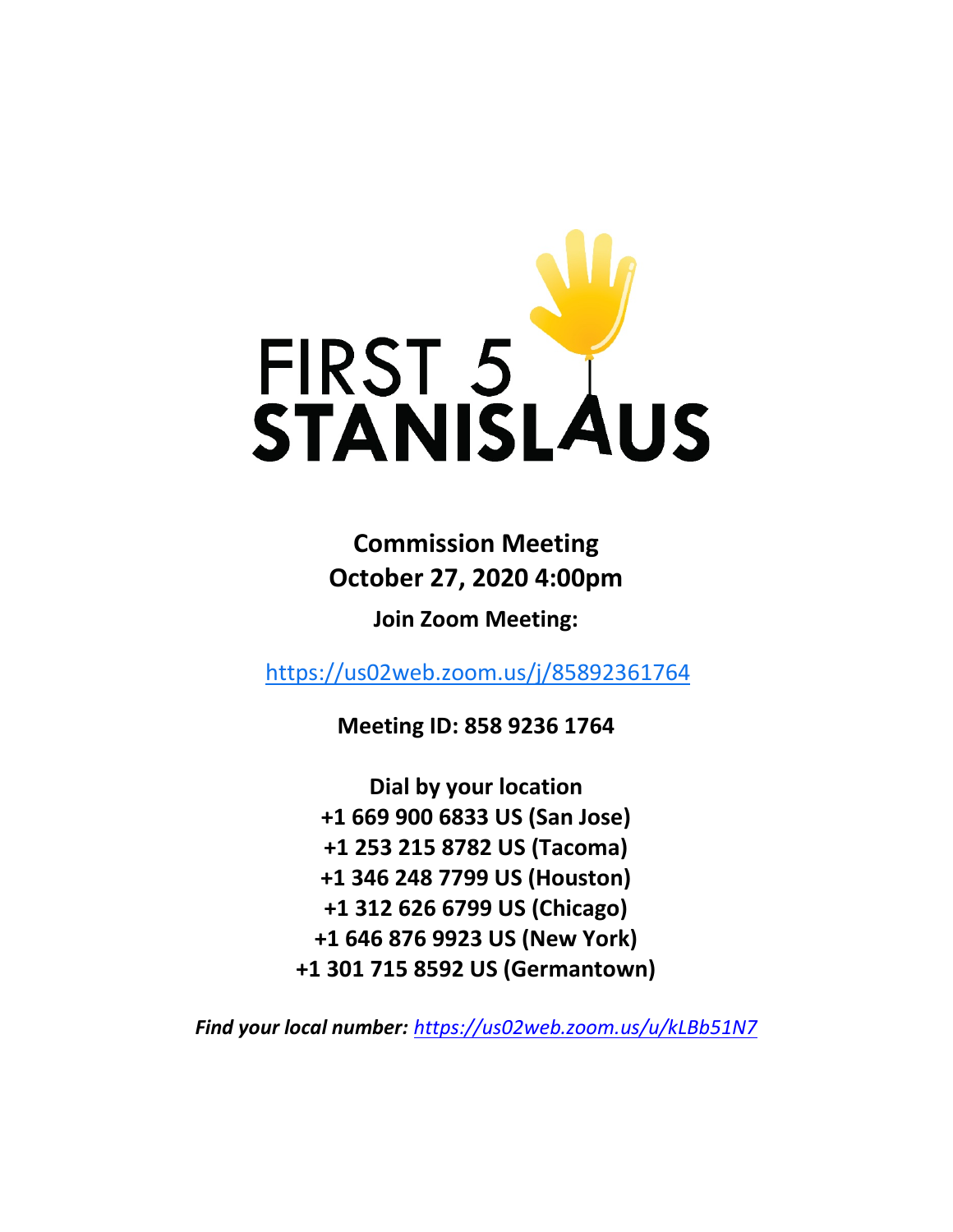# FIRST 5 STANISLAUS

**Commission Meeting**
**October 27, 2020 4:00pm**

**Join Zoom Meeting:**

https://us02web.zoom.us/j/85892361764

**Meeting ID: 858 9236 1764**

**Dial by your location**
**+1 669 900 6833 US (San Jose)**
**+1 253 215 8782 US (Tacoma)**
**+1 346 248 7799 US (Houston)**
**+1 312 626 6799 US (Chicago)**
**+1 646 876 9923 US (New York)**
**+1 301 715 8592 US (Germantown)**

***Find your local number:*** *https://us02web.zoom.us/u/kLBb51N7*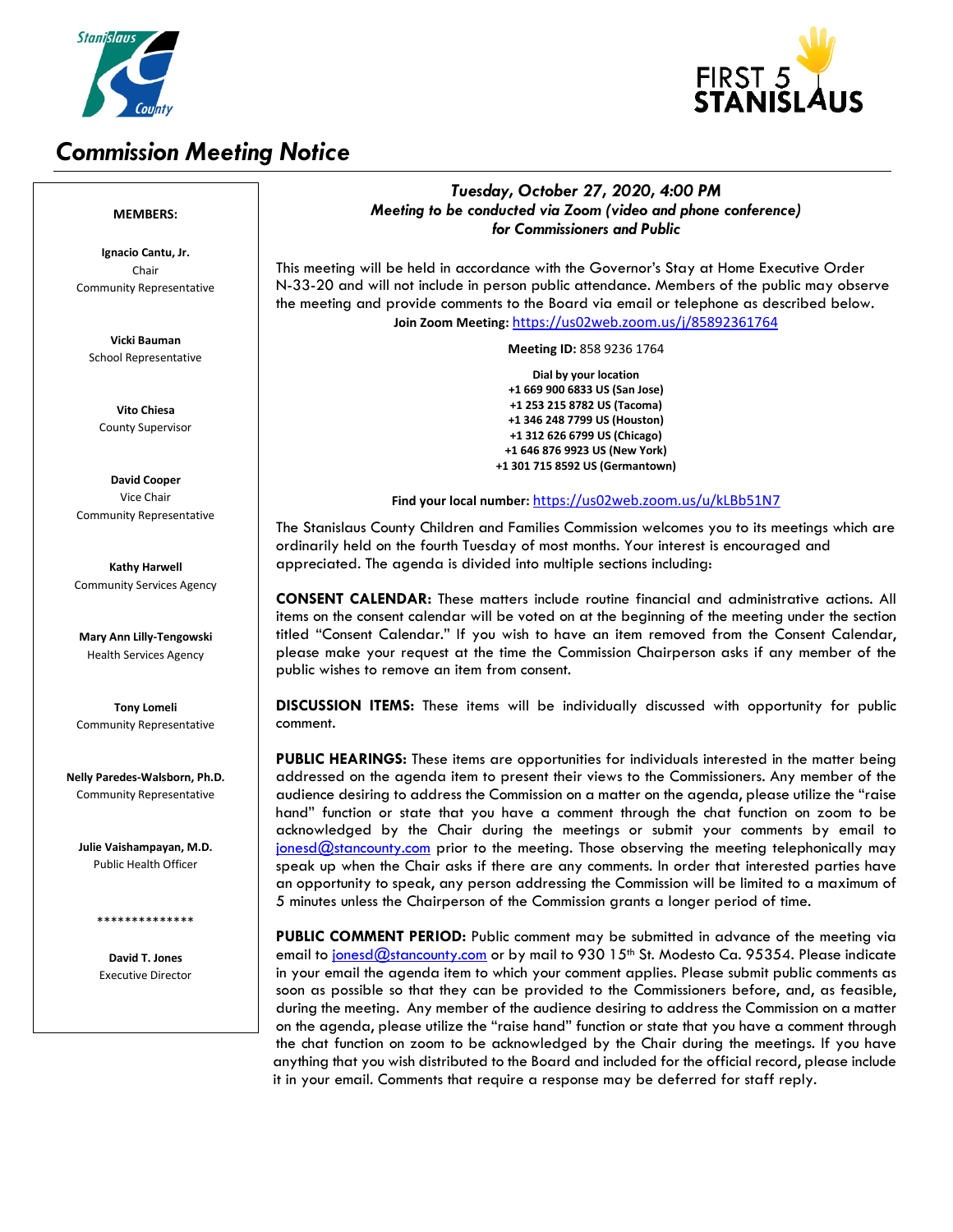# Commission Meeting Notice

**MEMBERS:**

**Ignacio Cantu, Jr.**
Chair
Community Representative

**Vicki Bauman**
School Representative

**Vito Chiesa**
County Supervisor

**David Cooper**
Vice Chair
Community Representative

**Kathy Harwell**
Community Services Agency

**Mary Ann Lilly-Tengowski**
Health Services Agency

**Tony Lomeli**
Community Representative

**Nelly Paredes-Walsborn, Ph.D.**
Community Representative

**Julie Vaishampayan, M.D.**
Public Health Officer

**************

**David T. Jones**
Executive Director

***Tuesday, October 27, 2020, 4:00 PM***
***Meeting to be conducted via Zoom (video and phone conference) for Commissioners and Public***

This meeting will be held in accordance with the Governor's Stay at Home Executive Order N-33-20 and will not include in person public attendance. Members of the public may observe the meeting and provide comments to the Board via email or telephone as described below.

**Join Zoom Meeting:** https://us02web.zoom.us/j/85892361764

**Meeting ID:** 858 9236 1764

**Dial by your location**
**+1 669 900 6833 US (San Jose)**
**+1 253 215 8782 US (Tacoma)**
**+1 346 248 7799 US (Houston)**
**+1 312 626 6799 US (Chicago)**
**+1 646 876 9923 US (New York)**
**+1 301 715 8592 US (Germantown)**

**Find your local number:** https://us02web.zoom.us/u/kLBb51N7

The Stanislaus County Children and Families Commission welcomes you to its meetings which are ordinarily held on the fourth Tuesday of most months. Your interest is encouraged and appreciated. The agenda is divided into multiple sections including:

**CONSENT CALENDAR:** These matters include routine financial and administrative actions. All items on the consent calendar will be voted on at the beginning of the meeting under the section titled "Consent Calendar." If you wish to have an item removed from the Consent Calendar, please make your request at the time the Commission Chairperson asks if any member of the public wishes to remove an item from consent.

**DISCUSSION ITEMS:** These items will be individually discussed with opportunity for public comment.

**PUBLIC HEARINGS:** These items are opportunities for individuals interested in the matter being addressed on the agenda item to present their views to the Commissioners. Any member of the audience desiring to address the Commission on a matter on the agenda, please utilize the "raise hand" function or state that you have a comment through the chat function on zoom to be acknowledged by the Chair during the meetings or submit your comments by email to jonesd@stancounty.com prior to the meeting. Those observing the meeting telephonically may speak up when the Chair asks if there are any comments. In order that interested parties have an opportunity to speak, any person addressing the Commission will be limited to a maximum of 5 minutes unless the Chairperson of the Commission grants a longer period of time.

**PUBLIC COMMENT PERIOD:** Public comment may be submitted in advance of the meeting via email to jonesd@stancounty.com or by mail to 930 15th St. Modesto Ca. 95354. Please indicate in your email the agenda item to which your comment applies. Please submit public comments as soon as possible so that they can be provided to the Commissioners before, and, as feasible, during the meeting. Any member of the audience desiring to address the Commission on a matter on the agenda, please utilize the "raise hand" function or state that you have a comment through the chat function on zoom to be acknowledged by the Chair during the meetings. If you have anything that you wish distributed to the Board and included for the official record, please include it in your email. Comments that require a response may be deferred for staff reply.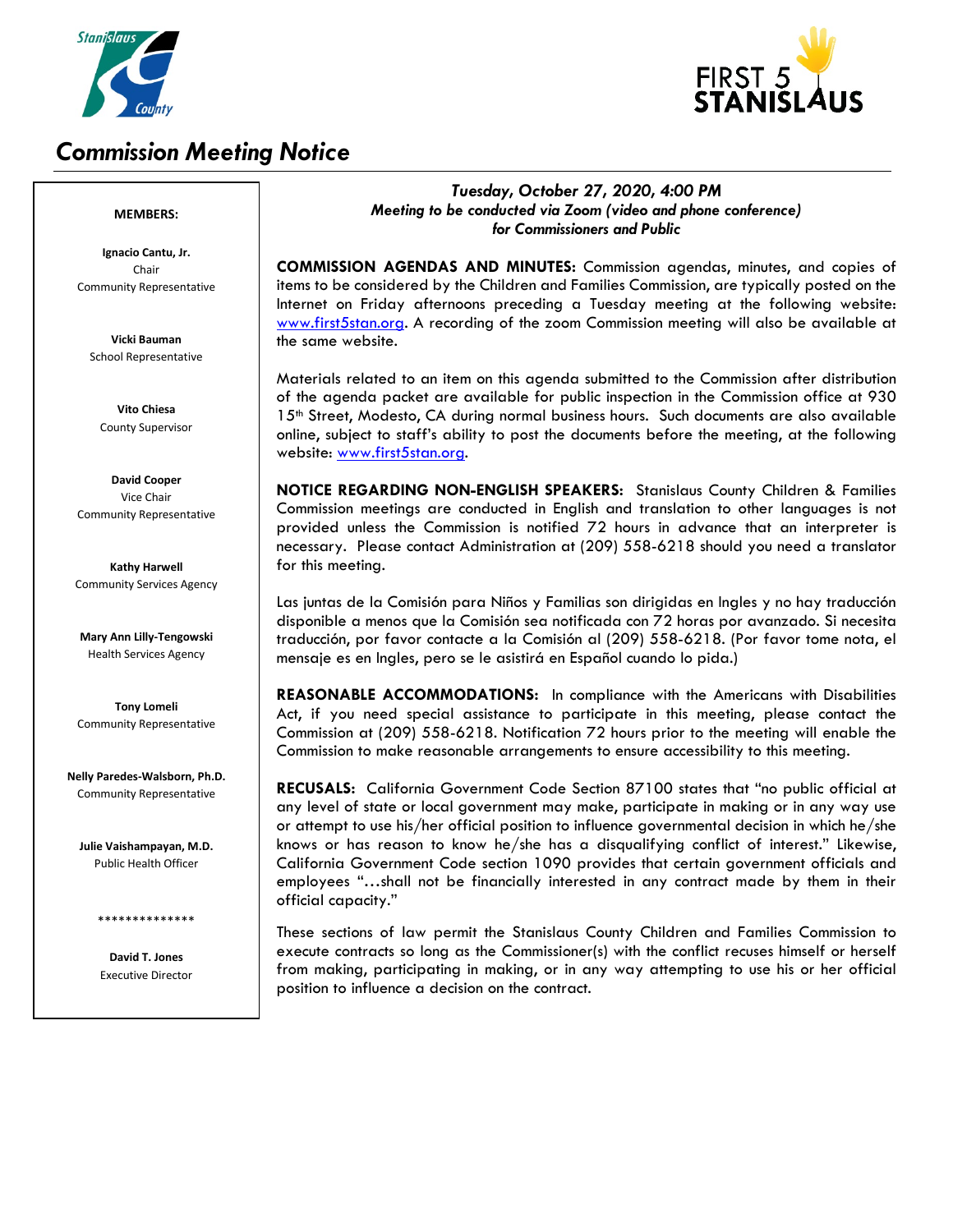# *Commission Meeting Notice*

**MEMBERS:**

**Ignacio Cantu, Jr.**
Chair
Community Representative

**Vicki Bauman**
School Representative

**Vito Chiesa**
County Supervisor

**David Cooper**
Vice Chair
Community Representative

**Kathy Harwell**
Community Services Agency

**Mary Ann Lilly-Tengowski**
Health Services Agency

**Tony Lomeli**
Community Representative

**Nelly Paredes-Walsborn, Ph.D.**
Community Representative

**Julie Vaishampayan, M.D.**
Public Health Officer

**************

**David T. Jones**
Executive Director

***Tuesday, October 27, 2020, 4:00 PM***
***Meeting to be conducted via Zoom (video and phone conference)***
***for Commissioners and Public***

**COMMISSION AGENDAS AND MINUTES:** Commission agendas, minutes, and copies of items to be considered by the Children and Families Commission, are typically posted on the Internet on Friday afternoons preceding a Tuesday meeting at the following website: www.first5stan.org. A recording of the zoom Commission meeting will also be available at the same website.

Materials related to an item on this agenda submitted to the Commission after distribution of the agenda packet are available for public inspection in the Commission office at 930 15th Street, Modesto, CA during normal business hours. Such documents are also available online, subject to staff's ability to post the documents before the meeting, at the following website: www.first5stan.org.

**NOTICE REGARDING NON-ENGLISH SPEAKERS:** Stanislaus County Children & Families Commission meetings are conducted in English and translation to other languages is not provided unless the Commission is notified 72 hours in advance that an interpreter is necessary. Please contact Administration at (209) 558-6218 should you need a translator for this meeting.

Las juntas de la Comisión para Niños y Familias son dirigidas en Ingles y no hay traducción disponible a menos que la Comisión sea notificada con 72 horas por avanzado. Si necesita traducción, por favor contacte a la Comisión al (209) 558-6218. (Por favor tome nota, el mensaje es en Ingles, pero se le asistirá en Español cuando lo pida.)

**REASONABLE ACCOMMODATIONS:** In compliance with the Americans with Disabilities Act, if you need special assistance to participate in this meeting, please contact the Commission at (209) 558-6218. Notification 72 hours prior to the meeting will enable the Commission to make reasonable arrangements to ensure accessibility to this meeting.

**RECUSALS:** California Government Code Section 87100 states that "no public official at any level of state or local government may make, participate in making or in any way use or attempt to use his/her official position to influence governmental decision in which he/she knows or has reason to know he/she has a disqualifying conflict of interest." Likewise, California Government Code section 1090 provides that certain government officials and employees "…shall not be financially interested in any contract made by them in their official capacity."

These sections of law permit the Stanislaus County Children and Families Commission to execute contracts so long as the Commissioner(s) with the conflict recuses himself or herself from making, participating in making, or in any way attempting to use his or her official position to influence a decision on the contract.